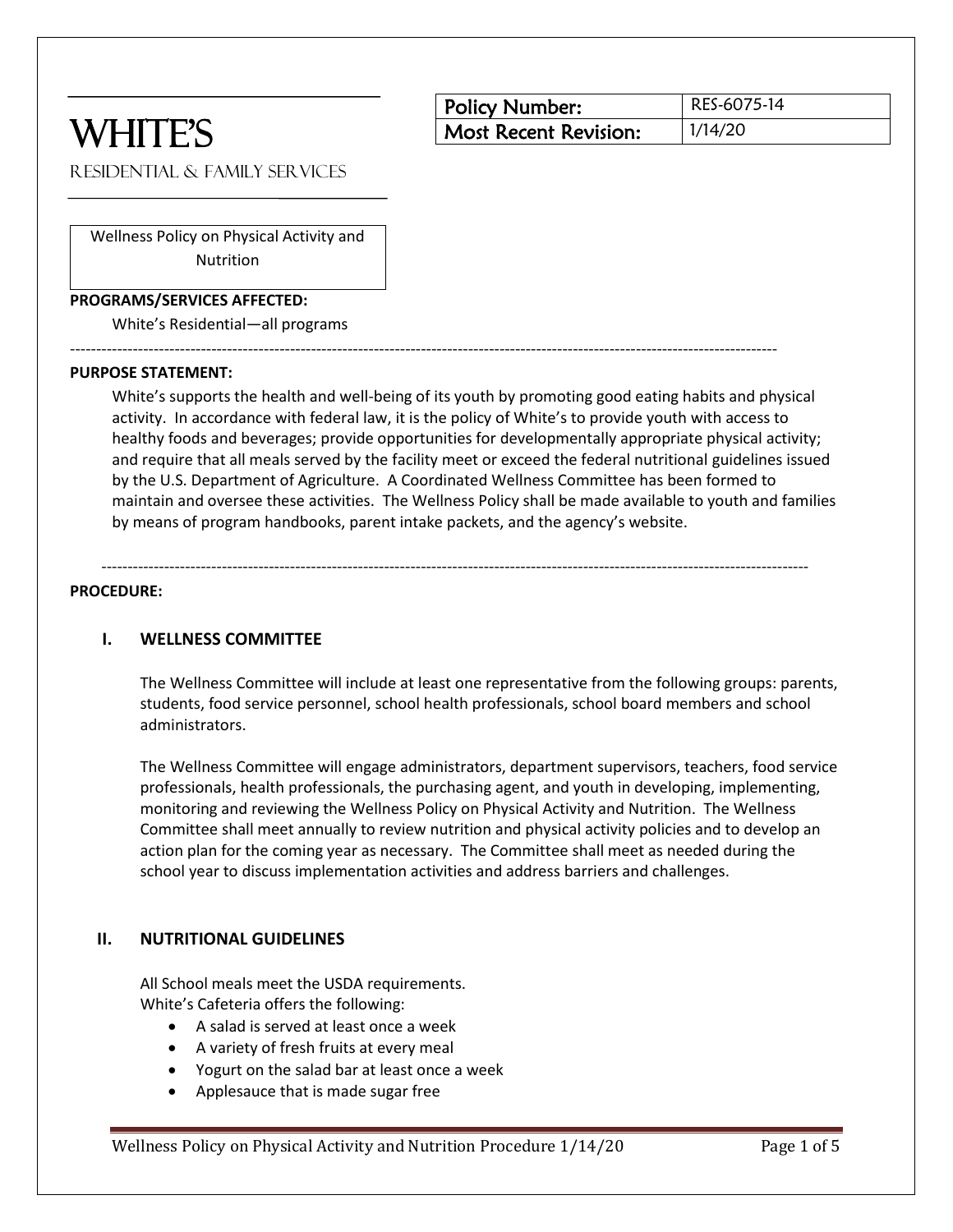# WHITE'S

RESIDENTIAL & FAMILY SERVICES

| Policy Number: | RES-6075-14 |
| --- | --- |
| Most Recent Revision: | 1/14/20 |

Wellness Policy on Physical Activity and Nutrition

**PROGRAMS/SERVICES AFFECTED:**

White's Residential—all programs

---

**PURPOSE STATEMENT:**

White's supports the health and well-being of its youth by promoting good eating habits and physical activity. In accordance with federal law, it is the policy of White's to provide youth with access to healthy foods and beverages; provide opportunities for developmentally appropriate physical activity; and require that all meals served by the facility meet or exceed the federal nutritional guidelines issued by the U.S. Department of Agriculture. A Coordinated Wellness Committee has been formed to maintain and oversee these activities. The Wellness Policy shall be made available to youth and families by means of program handbooks, parent intake packets, and the agency's website.

---

**PROCEDURE:**

## I. WELLNESS COMMITTEE

The Wellness Committee will include at least one representative from the following groups: parents, students, food service personnel, school health professionals, school board members and school administrators.

The Wellness Committee will engage administrators, department supervisors, teachers, food service professionals, health professionals, the purchasing agent, and youth in developing, implementing, monitoring and reviewing the Wellness Policy on Physical Activity and Nutrition. The Wellness Committee shall meet annually to review nutrition and physical activity policies and to develop an action plan for the coming year as necessary. The Committee shall meet as needed during the school year to discuss implementation activities and address barriers and challenges.

## II. NUTRITIONAL GUIDELINES

All School meals meet the USDA requirements.
White's Cafeteria offers the following:

- A salad is served at least once a week
- A variety of fresh fruits at every meal
- Yogurt on the salad bar at least once a week
- Applesauce that is made sugar free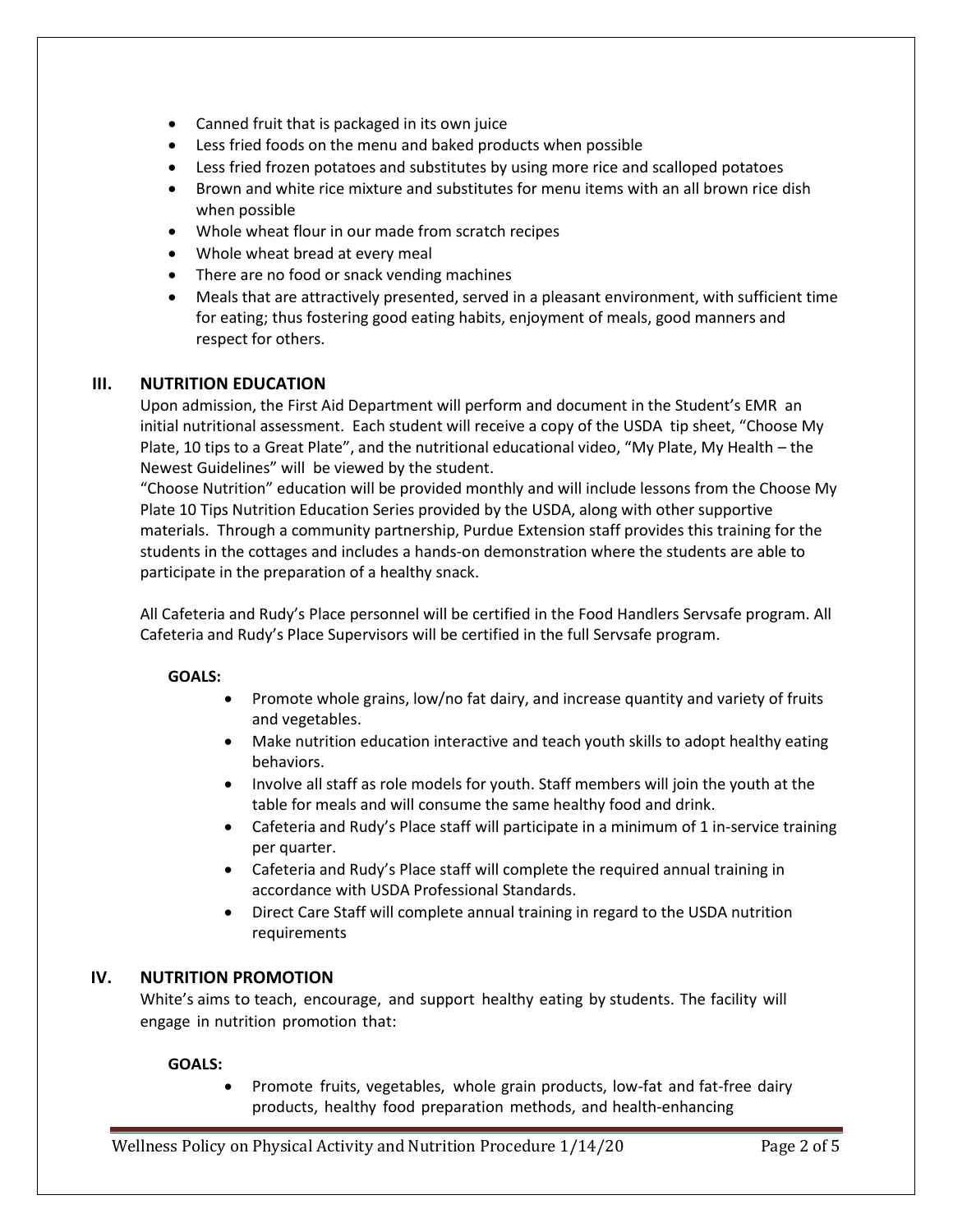- Canned fruit that is packaged in its own juice
- Less fried foods on the menu and baked products when possible
- Less fried frozen potatoes and substitutes by using more rice and scalloped potatoes
- Brown and white rice mixture and substitutes for menu items with an all brown rice dish when possible
- Whole wheat flour in our made from scratch recipes
- Whole wheat bread at every meal
- There are no food or snack vending machines
- Meals that are attractively presented, served in a pleasant environment, with sufficient time for eating; thus fostering good eating habits, enjoyment of meals, good manners and respect for others.

## III. NUTRITION EDUCATION

Upon admission, the First Aid Department will perform and document in the Student's EMR an initial nutritional assessment. Each student will receive a copy of the USDA tip sheet, "Choose My Plate, 10 tips to a Great Plate", and the nutritional educational video, "My Plate, My Health – the Newest Guidelines" will be viewed by the student.

"Choose Nutrition" education will be provided monthly and will include lessons from the Choose My Plate 10 Tips Nutrition Education Series provided by the USDA, along with other supportive materials. Through a community partnership, Purdue Extension staff provides this training for the students in the cottages and includes a hands-on demonstration where the students are able to participate in the preparation of a healthy snack.

All Cafeteria and Rudy's Place personnel will be certified in the Food Handlers Servsafe program. All Cafeteria and Rudy's Place Supervisors will be certified in the full Servsafe program.

**GOALS:**

- Promote whole grains, low/no fat dairy, and increase quantity and variety of fruits and vegetables.
- Make nutrition education interactive and teach youth skills to adopt healthy eating behaviors.
- Involve all staff as role models for youth. Staff members will join the youth at the table for meals and will consume the same healthy food and drink.
- Cafeteria and Rudy's Place staff will participate in a minimum of 1 in-service training per quarter.
- Cafeteria and Rudy's Place staff will complete the required annual training in accordance with USDA Professional Standards.
- Direct Care Staff will complete annual training in regard to the USDA nutrition requirements

## IV. NUTRITION PROMOTION

White's aims to teach, encourage, and support healthy eating by students. The facility will engage in nutrition promotion that:

**GOALS:**

- Promote fruits, vegetables, whole grain products, low-fat and fat-free dairy products, healthy food preparation methods, and health-enhancing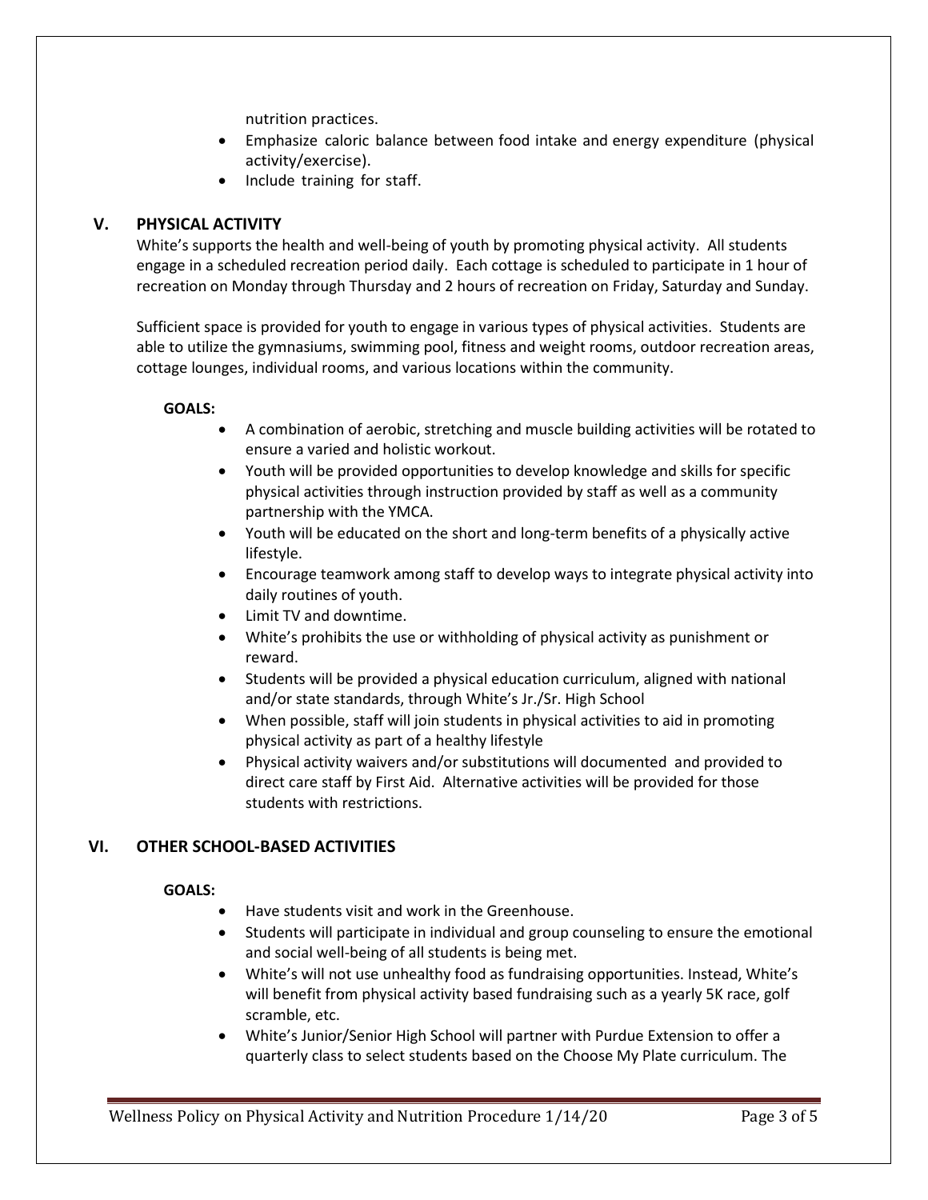nutrition practices.

- Emphasize caloric balance between food intake and energy expenditure (physical activity/exercise).
- Include training for staff.

## V. PHYSICAL ACTIVITY

White's supports the health and well-being of youth by promoting physical activity. All students engage in a scheduled recreation period daily. Each cottage is scheduled to participate in 1 hour of recreation on Monday through Thursday and 2 hours of recreation on Friday, Saturday and Sunday.

Sufficient space is provided for youth to engage in various types of physical activities. Students are able to utilize the gymnasiums, swimming pool, fitness and weight rooms, outdoor recreation areas, cottage lounges, individual rooms, and various locations within the community.

**GOALS:**

- A combination of aerobic, stretching and muscle building activities will be rotated to ensure a varied and holistic workout.
- Youth will be provided opportunities to develop knowledge and skills for specific physical activities through instruction provided by staff as well as a community partnership with the YMCA.
- Youth will be educated on the short and long-term benefits of a physically active lifestyle.
- Encourage teamwork among staff to develop ways to integrate physical activity into daily routines of youth.
- Limit TV and downtime.
- White's prohibits the use or withholding of physical activity as punishment or reward.
- Students will be provided a physical education curriculum, aligned with national and/or state standards, through White's Jr./Sr. High School
- When possible, staff will join students in physical activities to aid in promoting physical activity as part of a healthy lifestyle
- Physical activity waivers and/or substitutions will documented and provided to direct care staff by First Aid. Alternative activities will be provided for those students with restrictions.

## VI. OTHER SCHOOL-BASED ACTIVITIES

**GOALS:**

- Have students visit and work in the Greenhouse.
- Students will participate in individual and group counseling to ensure the emotional and social well-being of all students is being met.
- White's will not use unhealthy food as fundraising opportunities. Instead, White's will benefit from physical activity based fundraising such as a yearly 5K race, golf scramble, etc.
- White's Junior/Senior High School will partner with Purdue Extension to offer a quarterly class to select students based on the Choose My Plate curriculum. The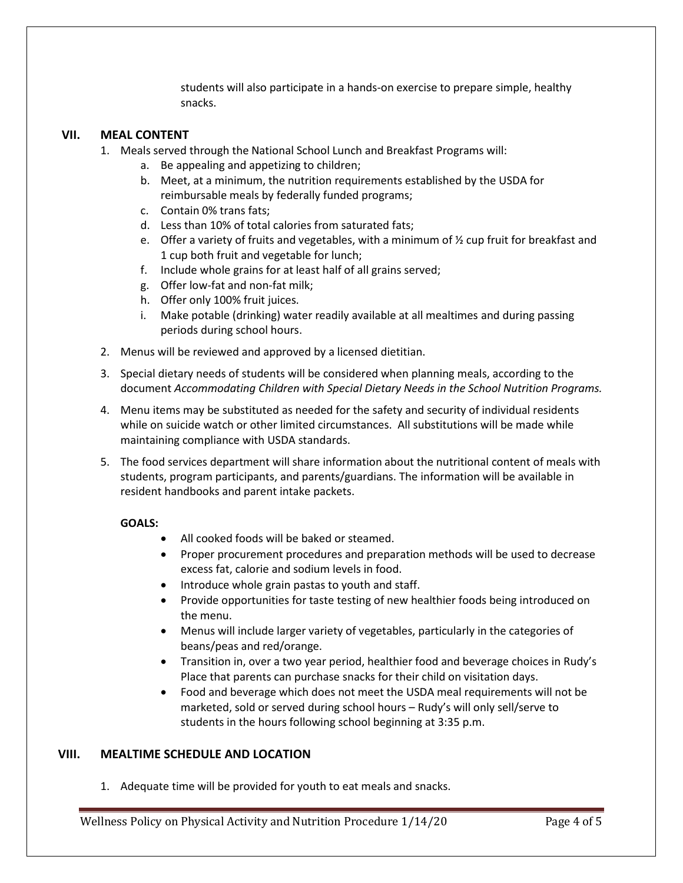students will also participate in a hands-on exercise to prepare simple, healthy snacks.

## VII. MEAL CONTENT

1. Meals served through the National School Lunch and Breakfast Programs will:
   a. Be appealing and appetizing to children;
   b. Meet, at a minimum, the nutrition requirements established by the USDA for reimbursable meals by federally funded programs;
   c. Contain 0% trans fats;
   d. Less than 10% of total calories from saturated fats;
   e. Offer a variety of fruits and vegetables, with a minimum of ½ cup fruit for breakfast and 1 cup both fruit and vegetable for lunch;
   f. Include whole grains for at least half of all grains served;
   g. Offer low-fat and non-fat milk;
   h. Offer only 100% fruit juices.
   i. Make potable (drinking) water readily available at all mealtimes and during passing periods during school hours.
2. Menus will be reviewed and approved by a licensed dietitian.
3. Special dietary needs of students will be considered when planning meals, according to the document *Accommodating Children with Special Dietary Needs in the School Nutrition Programs.*
4. Menu items may be substituted as needed for the safety and security of individual residents while on suicide watch or other limited circumstances. All substitutions will be made while maintaining compliance with USDA standards.
5. The food services department will share information about the nutritional content of meals with students, program participants, and parents/guardians. The information will be available in resident handbooks and parent intake packets.

**GOALS:**

- All cooked foods will be baked or steamed.
- Proper procurement procedures and preparation methods will be used to decrease excess fat, calorie and sodium levels in food.
- Introduce whole grain pastas to youth and staff.
- Provide opportunities for taste testing of new healthier foods being introduced on the menu.
- Menus will include larger variety of vegetables, particularly in the categories of beans/peas and red/orange.
- Transition in, over a two year period, healthier food and beverage choices in Rudy's Place that parents can purchase snacks for their child on visitation days.
- Food and beverage which does not meet the USDA meal requirements will not be marketed, sold or served during school hours – Rudy's will only sell/serve to students in the hours following school beginning at 3:35 p.m.

## VIII. MEALTIME SCHEDULE AND LOCATION

1. Adequate time will be provided for youth to eat meals and snacks.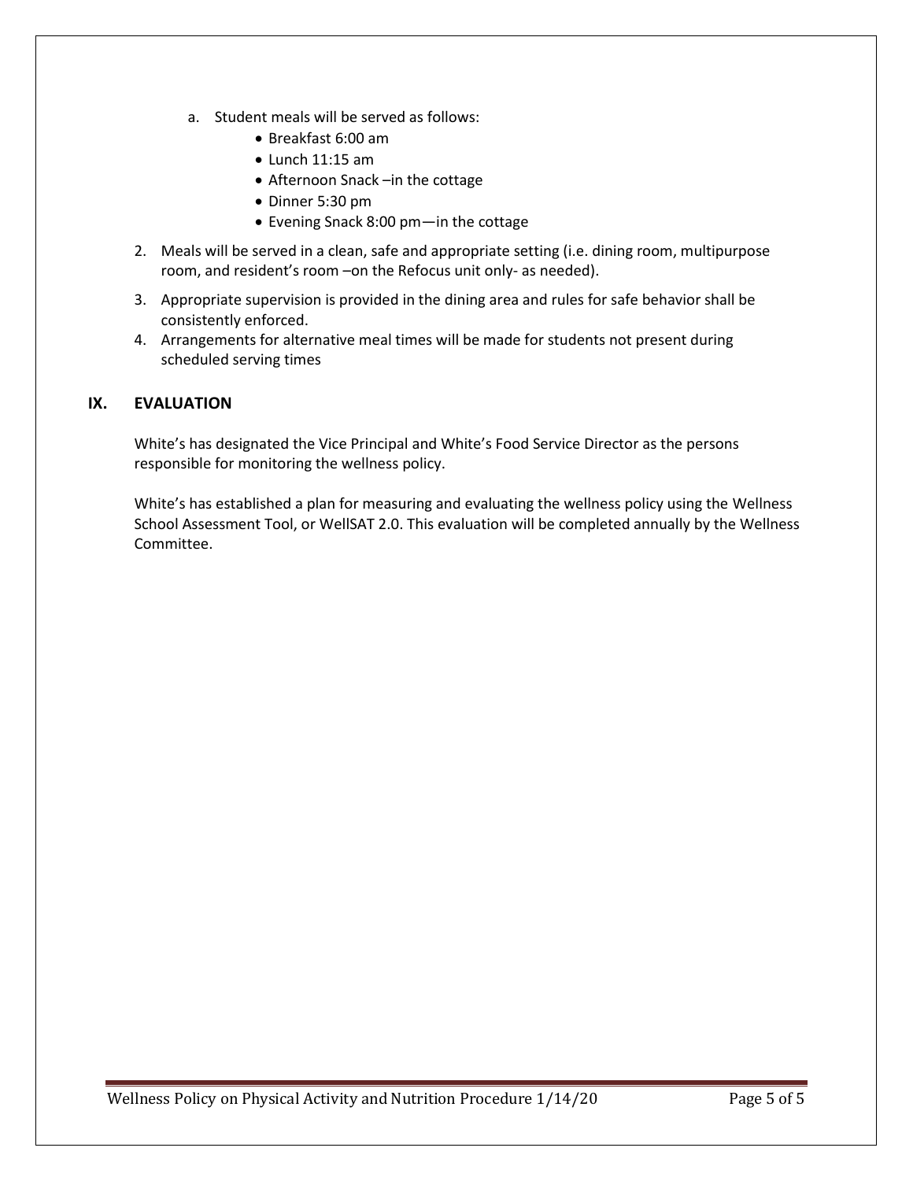a. Student meals will be served as follows:
      - Breakfast 6:00 am
      - Lunch 11:15 am
      - Afternoon Snack –in the cottage
      - Dinner 5:30 pm
      - Evening Snack 8:00 pm—in the cottage

2. Meals will be served in a clean, safe and appropriate setting (i.e. dining room, multipurpose room, and resident's room –on the Refocus unit only- as needed).
3. Appropriate supervision is provided in the dining area and rules for safe behavior shall be consistently enforced.
4. Arrangements for alternative meal times will be made for students not present during scheduled serving times

## IX. EVALUATION

White's has designated the Vice Principal and White's Food Service Director as the persons responsible for monitoring the wellness policy.

White's has established a plan for measuring and evaluating the wellness policy using the Wellness School Assessment Tool, or WellSAT 2.0. This evaluation will be completed annually by the Wellness Committee.